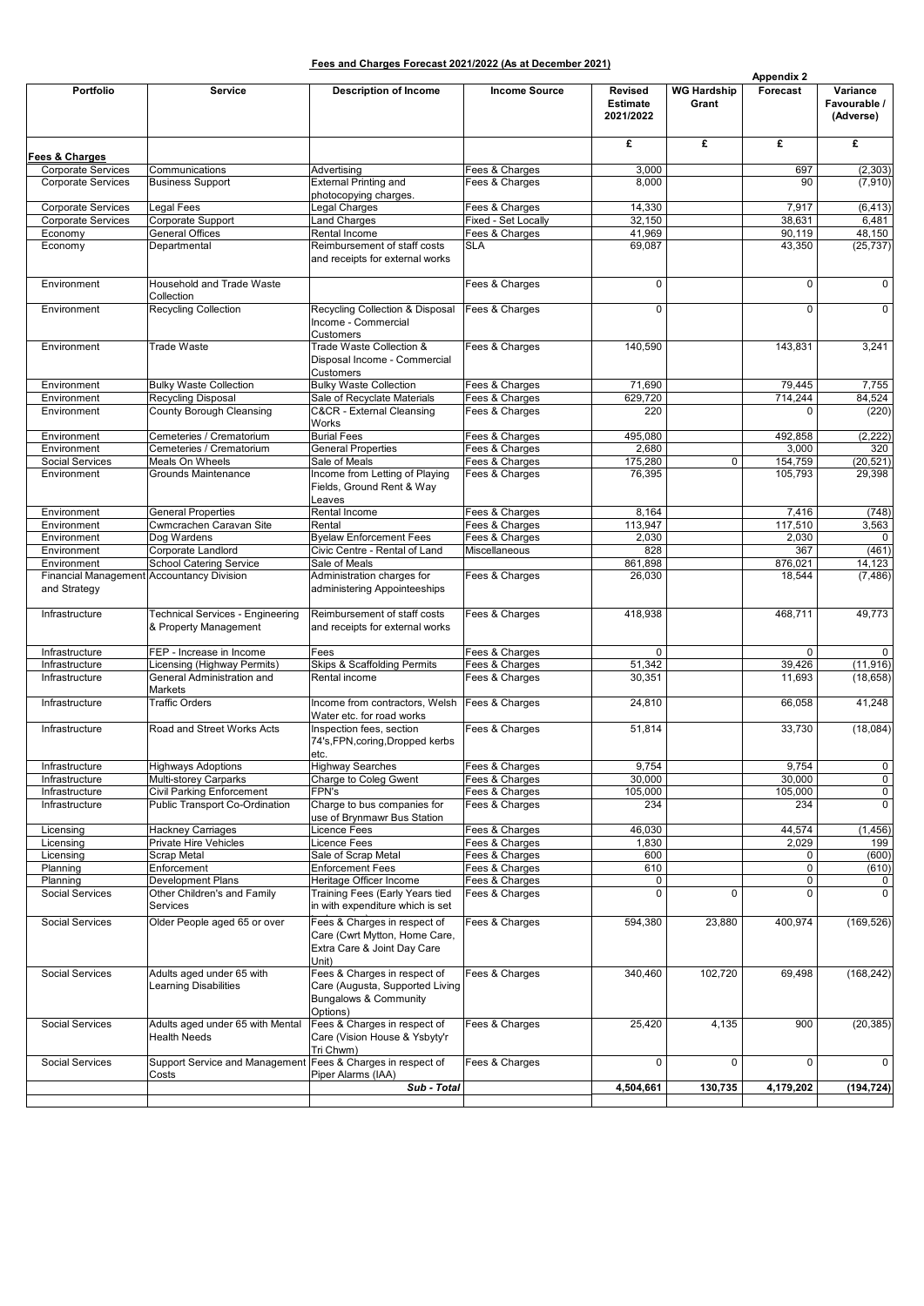**Fees and Charges Forecast 2021/2022 (As at December 2021)**

**Appendix 2**

| Portfolio | Service | Description of Income | Income Source | Revised Estimate 2021/2022 | WG Hardship Grant | Forecast | Variance Favourable / (Adverse) |
|---|---|---|---|---|---|---|---|
| | | | | £ | £ | £ | £ |
| **Fees & Charges** | | | | | | | |
| Corporate Services | Communications | Advertising | Fees & Charges | 3,000 | | 697 | (2,303) |
| Corporate Services | Business Support | External Printing and photocopying charges. | Fees & Charges | 8,000 | | 90 | (7,910) |
| Corporate Services | Legal Fees | Legal Charges | Fees & Charges | 14,330 | | 7,917 | (6,413) |
| Corporate Services | Corporate Support | Land Charges | Fixed - Set Locally | 32,150 | | 38,631 | 6,481 |
| Economy | General Offices | Rental Income | Fees & Charges | 41,969 | | 90,119 | 48,150 |
| Economy | Departmental | Reimbursement of staff costs and receipts for external works | SLA | 69,087 | | 43,350 | (25,737) |
| Environment | Household and Trade Waste Collection | | Fees & Charges | 0 | | 0 | 0 |
| Environment | Recycling Collection | Recycling Collection & Disposal Income - Commercial Customers | Fees & Charges | 0 | | 0 | 0 |
| Environment | Trade Waste | Trade Waste Collection & Disposal Income - Commercial Customers | Fees & Charges | 140,590 | | 143,831 | 3,241 |
| Environment | Bulky Waste Collection | Bulky Waste Collection | Fees & Charges | 71,690 | | 79,445 | 7,755 |
| Environment | Recycling Disposal | Sale of Recyclate Materials | Fees & Charges | 629,720 | | 714,244 | 84,524 |
| Environment | County Borough Cleansing | C&CR - External Cleansing Works | Fees & Charges | 220 | | 0 | (220) |
| Environment | Cemeteries / Crematorium | Burial Fees | Fees & Charges | 495,080 | | 492,858 | (2,222) |
| Environment | Cemeteries / Crematorium | General Properties | Fees & Charges | 2,680 | | 3,000 | 320 |
| Social Services | Meals On Wheels | Sale of Meals | Fees & Charges | 175,280 | 0 | 154,759 | (20,521) |
| Environment | Grounds Maintenance | Income from Letting of Playing Fields, Ground Rent & Way Leaves | Fees & Charges | 76,395 | | 105,793 | 29,398 |
| Environment | General Properties | Rental Income | Fees & Charges | 8,164 | | 7,416 | (748) |
| Environment | Cwmcrachen Caravan Site | Rental | Fees & Charges | 113,947 | | 117,510 | 3,563 |
| Environment | Dog Wardens | Byelaw Enforcement Fees | Fees & Charges | 2,030 | | 2,030 | 0 |
| Environment | Corporate Landlord | Civic Centre - Rental of Land | Miscellaneous | 828 | | 367 | (461) |
| Environment | School Catering Service | Sale of Meals | | 861,898 | | 876,021 | 14,123 |
| Financial Management and Strategy | Accountancy Division | Administration charges for administering Appointeeships | Fees & Charges | 26,030 | | 18,544 | (7,486) |
| Infrastructure | Technical Services - Engineering & Property Management | Reimbursement of staff costs and receipts for external works | Fees & Charges | 418,938 | | 468,711 | 49,773 |
| Infrastructure | FEP - Increase in Income | Fees | Fees & Charges | 0 | | 0 | 0 |
| Infrastructure | Licensing (Highway Permits) | Skips & Scaffolding Permits | Fees & Charges | 51,342 | | 39,426 | (11,916) |
| Infrastructure | General Administration and Markets | Rental income | Fees & Charges | 30,351 | | 11,693 | (18,658) |
| Infrastructure | Traffic Orders | Income from contractors, Welsh Water etc. for road works | Fees & Charges | 24,810 | | 66,058 | 41,248 |
| Infrastructure | Road and Street Works Acts | Inspection fees, section 74's,FPN,coring,Dropped kerbs etc. | Fees & Charges | 51,814 | | 33,730 | (18,084) |
| Infrastructure | Highways Adoptions | Highway Searches | Fees & Charges | 9,754 | | 9,754 | 0 |
| Infrastructure | Multi-storey Carparks | Charge to Coleg Gwent | Fees & Charges | 30,000 | | 30,000 | 0 |
| Infrastructure | Civil Parking Enforcement | FPN's | Fees & Charges | 105,000 | | 105,000 | 0 |
| Infrastructure | Public Transport Co-Ordination | Charge to bus companies for use of Brynmawr Bus Station | Fees & Charges | 234 | | 234 | 0 |
| Licensing | Hackney Carriages | Licence Fees | Fees & Charges | 46,030 | | 44,574 | (1,456) |
| Licensing | Private Hire Vehicles | Licence Fees | Fees & Charges | 1,830 | | 2,029 | 199 |
| Licensing | Scrap Metal | Sale of Scrap Metal | Fees & Charges | 600 | | 0 | (600) |
| Planning | Enforcement | Enforcement Fees | Fees & Charges | 610 | | 0 | (610) |
| Planning | Development Plans | Heritage Officer Income | Fees & Charges | 0 | | 0 | 0 |
| Social Services | Other Children's and Family Services | Training Fees (Early Years tied in with expenditure which is set | Fees & Charges | 0 | 0 | 0 | 0 |
| Social Services | Older People aged 65 or over | Fees & Charges in respect of Care (Cwrt Mytton, Home Care, Extra Care & Joint Day Care Unit) | Fees & Charges | 594,380 | 23,880 | 400,974 | (169,526) |
| Social Services | Adults aged under 65 with Learning Disabilities | Fees & Charges in respect of Care (Augusta, Supported Living Bungalows & Community Options) | Fees & Charges | 340,460 | 102,720 | 69,498 | (168,242) |
| Social Services | Adults aged under 65 with Mental Health Needs | Fees & Charges in respect of Care (Vision House & Ysbyty'r Tri Chwm) | Fees & Charges | 25,420 | 4,135 | 900 | (20,385) |
| Social Services | Support Service and Management Costs | Fees & Charges in respect of Piper Alarms (IAA) | Fees & Charges | 0 | 0 | 0 | 0 |
| | | ***Sub - Total*** | | **4,504,661** | **130,735** | **4,179,202** | **(194,724)** |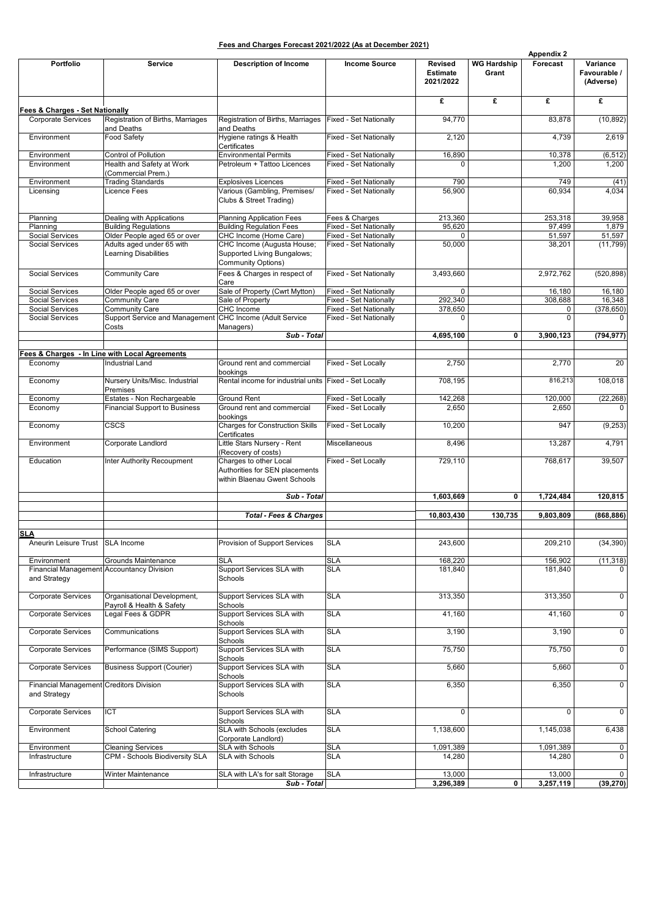**Fees and Charges Forecast 2021/2022 (As at December 2021)**

**Appendix 2**

| Portfolio | Service | Description of Income | Income Source | Revised Estimate 2021/2022 | WG Hardship Grant | Forecast | Variance Favourable / (Adverse) |
|---|---|---|---|---|---|---|---|
| | | | | £ | £ | £ | £ |
| **Fees & Charges - Set Nationally** | | | | | | | |
| Corporate Services | Registration of Births, Marriages and Deaths | Registration of Births, Marriages and Deaths | Fixed - Set Nationally | 94,770 | | 83,878 | (10,892) |
| Environment | Food Safety | Hygiene ratings & Health Certificates | Fixed - Set Nationally | 2,120 | | 4,739 | 2,619 |
| Environment | Control of Pollution | Environmental Permits | Fixed - Set Nationally | 16,890 | | 10,378 | (6,512) |
| Environment | Health and Safety at Work (Commercial Prem.) | Petroleum + Tattoo Licences | Fixed - Set Nationally | 0 | | 1,200 | 1,200 |
| Environment | Trading Standards | Explosives Licences | Fixed - Set Nationally | 790 | | 749 | (41) |
| Licensing | Licence Fees | Various (Gambling, Premises/ Clubs & Street Trading) | Fixed - Set Nationally | 56,900 | | 60,934 | 4,034 |
| Planning | Dealing with Applications | Planning Application Fees | Fees & Charges | 213,360 | | 253,318 | 39,958 |
| Planning | Building Regulations | Building Regulation Fees | Fixed - Set Nationally | 95,620 | | 97,499 | 1,879 |
| Social Services | Older People aged 65 or over | CHC Income (Home Care) | Fixed - Set Nationally | 0 | | 51,597 | 51,597 |
| Social Services | Adults aged under 65 with Learning Disabilities | CHC Income (Augusta House; Supported Living Bungalows; Community Options) | Fixed - Set Nationally | 50,000 | | 38,201 | (11,799) |
| Social Services | Community Care | Fees & Charges in respect of Care | Fixed - Set Nationally | 3,493,660 | | 2,972,762 | (520,898) |
| Social Services | Older People aged 65 or over | Sale of Property (Cwrt Mytton) | Fixed - Set Nationally | 0 | | 16,180 | 16,180 |
| Social Services | Community Care | Sale of Property | Fixed - Set Nationally | 292,340 | | 308,688 | 16,348 |
| Social Services | Community Care | CHC Income | Fixed - Set Nationally | 378,650 | | 0 | (378,650) |
| Social Services | Support Service and Management Costs | CHC Income (Adult Service Managers) | Fixed - Set Nationally | 0 | | 0 | 0 |
| | | ***Sub - Total*** | | **4,695,100** | **0** | **3,900,123** | **(794,977)** |
| **Fees & Charges - In Line with Local Agreements** | | | | | | | |
| Economy | Industrial Land | Ground rent and commercial bookings | Fixed - Set Locally | 2,750 | | 2,770 | 20 |
| Economy | Nursery Units/Misc. Industrial Premises | Rental income for industrial units | Fixed - Set Locally | 708,195 | | 816,213 | 108,018 |
| Economy | Estates - Non Rechargeable | Ground Rent | Fixed - Set Locally | 142,268 | | 120,000 | (22,268) |
| Economy | Financial Support to Business | Ground rent and commercial bookings | Fixed - Set Locally | 2,650 | | 2,650 | 0 |
| Economy | CSCS | Charges for Construction Skills Certificates | Fixed - Set Locally | 10,200 | | 947 | (9,253) |
| Environment | Corporate Landlord | Little Stars Nursery - Rent (Recovery of costs) | Miscellaneous | 8,496 | | 13,287 | 4,791 |
| Education | Inter Authority Recoupment | Charges to other Local Authorities for SEN placements within Blaenau Gwent Schools | Fixed - Set Locally | 729,110 | | 768,617 | 39,507 |
| | | ***Sub - Total*** | | **1,603,669** | **0** | **1,724,484** | **120,815** |
| | | ***Total - Fees & Charges*** | | **10,803,430** | **130,735** | **9,803,809** | **(868,886)** |
| **SLA** | | | | | | | |
| Aneurin Leisure Trust | SLA Income | Provision of Support Services | SLA | 243,600 | | 209,210 | (34,390) |
| Environment | Grounds Maintenance | SLA | SLA | 168,220 | | 156,902 | (11,318) |
| Financial Management and Strategy | Accountancy Division | Support Services SLA with Schools | SLA | 181,840 | | 181,840 | 0 |
| Corporate Services | Organisational Development, Payroll & Health & Safety | Support Services SLA with Schools | SLA | 313,350 | | 313,350 | 0 |
| Corporate Services | Legal Fees & GDPR | Support Services SLA with Schools | SLA | 41,160 | | 41,160 | 0 |
| Corporate Services | Communications | Support Services SLA with Schools | SLA | 3,190 | | 3,190 | 0 |
| Corporate Services | Performance (SIMS Support) | Support Services SLA with Schools | SLA | 75,750 | | 75,750 | 0 |
| Corporate Services | Business Support (Courier) | Support Services SLA with Schools | SLA | 5,660 | | 5,660 | 0 |
| Financial Management and Strategy | Creditors Division | Support Services SLA with Schools | SLA | 6,350 | | 6,350 | 0 |
| Corporate Services | ICT | Support Services SLA with Schools | SLA | 0 | | 0 | 0 |
| Environment | School Catering | SLA with Schools (excludes Corporate Landlord) | SLA | 1,138,600 | | 1,145,038 | 6,438 |
| Environment | Cleaning Services | SLA with Schools | SLA | 1,091,389 | | 1,091,389 | 0 |
| Infrastructure | CPM - Schools Biodiversity SLA | SLA with Schools | SLA | 14,280 | | 14,280 | 0 |
| Infrastructure | Winter Maintenance | SLA with LA's for salt Storage | SLA | 13,000 | | 13,000 | 0 |
| | | ***Sub - Total*** | | **3,296,389** | **0** | **3,257,119** | **(39,270)** |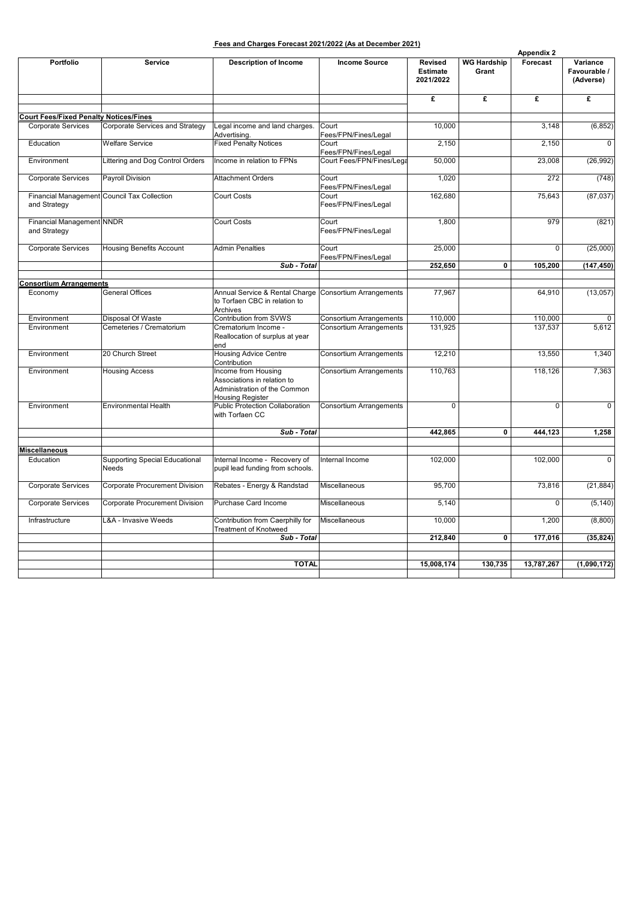**Fees and Charges Forecast 2021/2022 (As at December 2021)**

Appendix 2

| Portfolio | Service | Description of Income | Income Source | Revised Estimate 2021/2022 | WG Hardship Grant | Forecast | Variance Favourable / (Adverse) |
|---|---|---|---|---|---|---|---|
| | | | | £ | £ | £ | £ |
| **Court Fees/Fixed Penalty Notices/Fines** | | | | | | | |
| Corporate Services | Corporate Services and Strategy | Legal income and land charges. Advertising. | Court Fees/FPN/Fines/Legal | 10,000 | | 3,148 | (6,852) |
| Education | Welfare Service | Fixed Penalty Notices | Court Fees/FPN/Fines/Legal | 2,150 | | 2,150 | 0 |
| Environment | Littering and Dog Control Orders | Income in relation to FPNs | Court Fees/FPN/Fines/Lega | 50,000 | | 23,008 | (26,992) |
| Corporate Services | Payroll Division | Attachment Orders | Court Fees/FPN/Fines/Legal | 1,020 | | 272 | (748) |
| Financial Management and Strategy | Council Tax Collection | Court Costs | Court Fees/FPN/Fines/Legal | 162,680 | | 75,643 | (87,037) |
| Financial Management and Strategy | NNDR | Court Costs | Court Fees/FPN/Fines/Legal | 1,800 | | 979 | (821) |
| Corporate Services | Housing Benefits Account | Admin Penalties | Court Fees/FPN/Fines/Legal | 25,000 | | 0 | (25,000) |
| | | ***Sub - Total*** | | **252,650** | **0** | **105,200** | **(147,450)** |
| **Consortium Arrangements** | | | | | | | |
| Economy | General Offices | Annual Service & Rental Charge to Torfaen CBC in relation to Archives | Consortium Arrangements | 77,967 | | 64,910 | (13,057) |
| Environment | Disposal Of Waste | Contribution from SVWS | Consortium Arrangements | 110,000 | | 110,000 | 0 |
| Environment | Cemeteries / Crematorium | Crematorium Income - Reallocation of surplus at year end | Consortium Arrangements | 131,925 | | 137,537 | 5,612 |
| Environment | 20 Church Street | Housing Advice Centre Contribution | Consortium Arrangements | 12,210 | | 13,550 | 1,340 |
| Environment | Housing Access | Income from Housing Associations in relation to Administration of the Common Housing Register | Consortium Arrangements | 110,763 | | 118,126 | 7,363 |
| Environment | Environmental Health | Public Protection Collaboration with Torfaen CC | Consortium Arrangements | 0 | | 0 | 0 |
| | | ***Sub - Total*** | | **442,865** | **0** | **444,123** | **1,258** |
| **Miscellaneous** | | | | | | | |
| Education | Supporting Special Educational Needs | Internal Income - Recovery of pupil lead funding from schools. | Internal Income | 102,000 | | 102,000 | 0 |
| Corporate Services | Corporate Procurement Division | Rebates - Energy & Randstad | Miscellaneous | 95,700 | | 73,816 | (21,884) |
| Corporate Services | Corporate Procurement Division | Purchase Card Income | Miscellaneous | 5,140 | | 0 | (5,140) |
| Infrastructure | L&A - Invasive Weeds | Contribution from Caerphilly for Treatment of Knotweed | Miscellaneous | 10,000 | | 1,200 | (8,800) |
| | | ***Sub - Total*** | | **212,840** | **0** | **177,016** | **(35,824)** |
| | | **TOTAL** | | **15,008,174** | **130,735** | **13,787,267** | **(1,090,172)** |